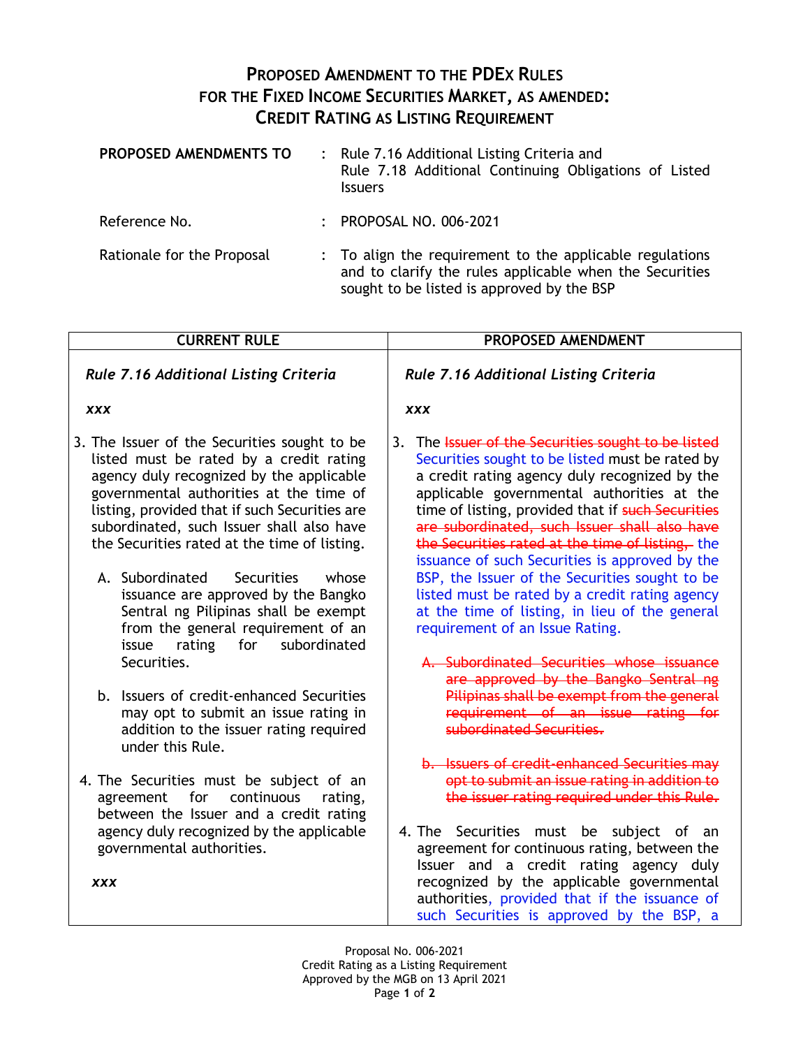# PROPOSED AMENDMENT TO THE PDEX RULES FOR THE FIXED INCOME SECURITIES MARKET, AS AMENDED: CREDIT RATING AS LISTING REQUIREMENT

| | | |
|---|---|---|
| **PROPOSED AMENDMENTS TO** | : | Rule 7.16 Additional Listing Criteria and Rule 7.18 Additional Continuing Obligations of Listed Issuers |
| Reference No. | : | PROPOSAL NO. 006-2021 |
| Rationale for the Proposal | : | To align the requirement to the applicable regulations and to clarify the rules applicable when the Securities sought to be listed is approved by the BSP |

| CURRENT RULE | PROPOSED AMENDMENT |
|---|---|
| ***Rule 7.16 Additional Listing Criteria*** | ***Rule 7.16 Additional Listing Criteria*** |
| ***xxx*** | ***xxx*** |
| 3. The Issuer of the Securities sought to be listed must be rated by a credit rating agency duly recognized by the applicable governmental authorities at the time of listing, provided that if such Securities are subordinated, such Issuer shall also have the Securities rated at the time of listing.<br><br>A. Subordinated Securities whose issuance are approved by the Bangko Sentral ng Pilipinas shall be exempt from the general requirement of an issue rating for subordinated Securities.<br><br>b. Issuers of credit-enhanced Securities may opt to submit an issue rating in addition to the issuer rating required under this Rule. | 3. The ~~Issuer of the Securities sought to be listed~~ Securities sought to be listed must be rated by a credit rating agency duly recognized by the applicable governmental authorities at the time of listing, provided that if ~~such Securities are subordinated, such Issuer shall also have the Securities rated at the time of listing,~~ the issuance of such Securities is approved by the BSP, the Issuer of the Securities sought to be listed must be rated by a credit rating agency at the time of listing, in lieu of the general requirement of an Issue Rating.<br><br>~~A. Subordinated Securities whose issuance are approved by the Bangko Sentral ng Pilipinas shall be exempt from the general requirement of an issue rating for subordinated Securities.~~<br><br>~~b. Issuers of credit-enhanced Securities may opt to submit an issue rating in addition to the issuer rating required under this Rule.~~ |
| 4. The Securities must be subject of an agreement for continuous rating, between the Issuer and a credit rating agency duly recognized by the applicable governmental authorities.<br><br>***xxx*** | 4. The Securities must be subject of an agreement for continuous rating, between the Issuer and a credit rating agency duly recognized by the applicable governmental authorities, provided that if the issuance of such Securities is approved by the BSP, a |

Proposal No. 006-2021
Credit Rating as a Listing Requirement
Approved by the MGB on 13 April 2021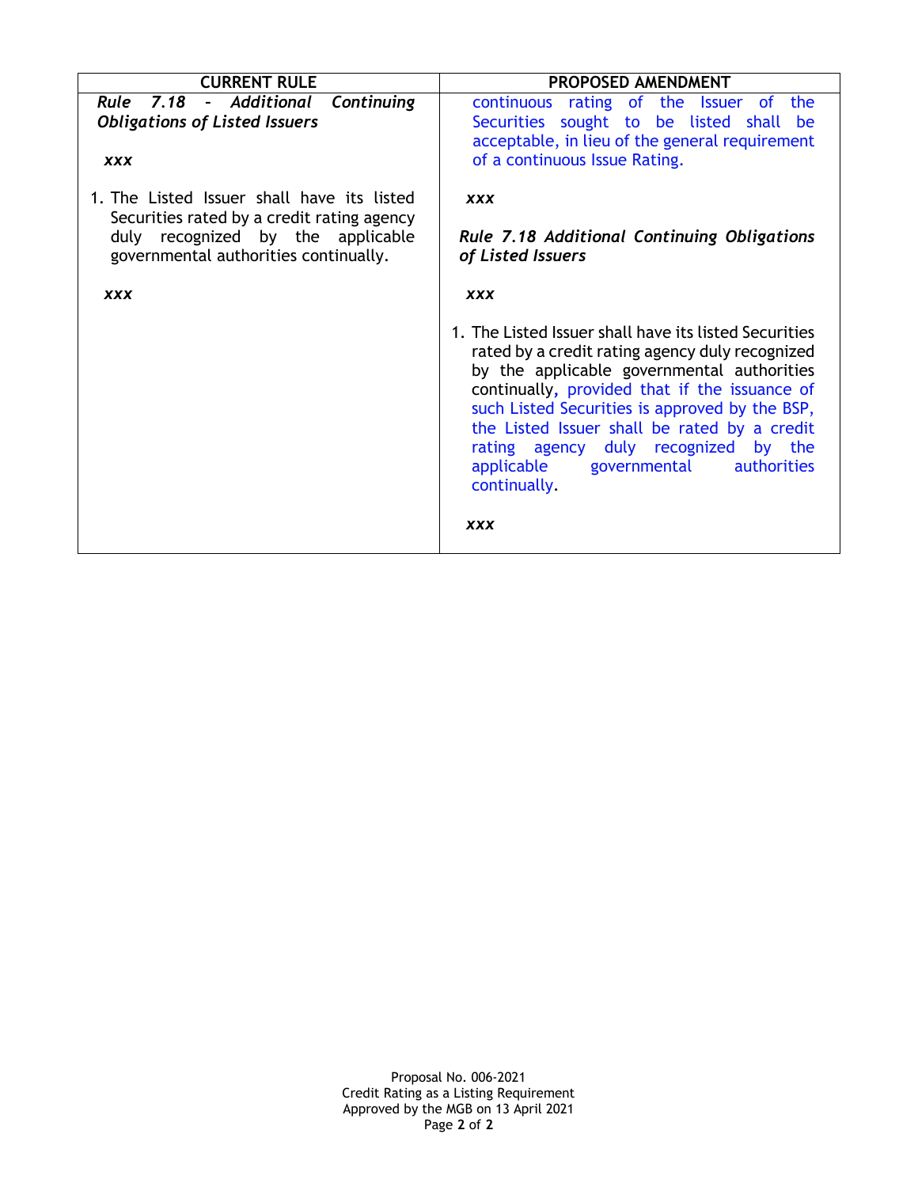| CURRENT RULE | PROPOSED AMENDMENT |
|---|---|
| ***Rule 7.18 - Additional Continuing Obligations of Listed Issuers***<br><br>***xxx***<br><br>1. The Listed Issuer shall have its listed Securities rated by a credit rating agency duly recognized by the applicable governmental authorities continually.<br><br>***xxx*** | continuous rating of the Issuer of the Securities sought to be listed shall be acceptable, in lieu of the general requirement of a continuous Issue Rating.<br><br>***xxx***<br><br>***Rule 7.18 Additional Continuing Obligations of Listed Issuers***<br><br>***xxx***<br><br>1. The Listed Issuer shall have its listed Securities rated by a credit rating agency duly recognized by the applicable governmental authorities continually, provided that if the issuance of such Listed Securities is approved by the BSP, the Listed Issuer shall be rated by a credit rating agency duly recognized by the applicable governmental authorities continually.<br><br>***xxx*** |

Proposal No. 006-2021
Credit Rating as a Listing Requirement
Approved by the MGB on 13 April 2021